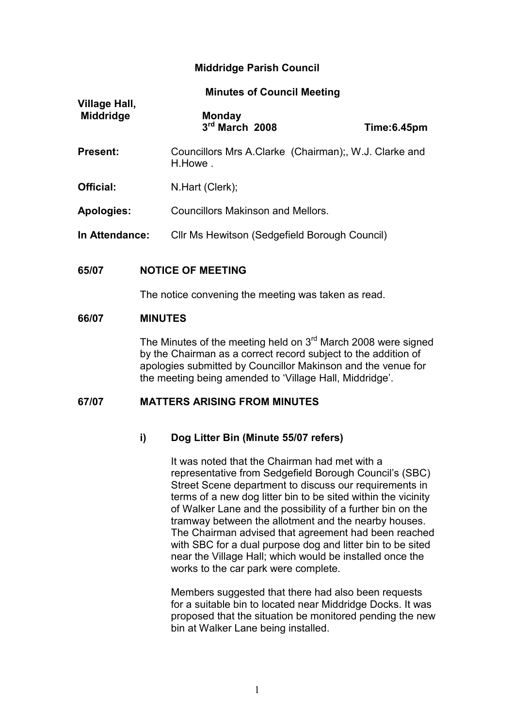# Middridge Parish Council

## Minutes of Council Meeting

**Village Hall, Middridge** | **Monday 3rd March 2008** | **Time:6.45pm**

**Present:** Councillors Mrs A.Clarke (Chairman);, W.J. Clarke and H.Howe .

**Official:** N.Hart (Clerk);

**Apologies:** Councillors Makinson and Mellors.

**In Attendance:** Cllr Ms Hewitson (Sedgefield Borough Council)

### 65/07 NOTICE OF MEETING

The notice convening the meeting was taken as read.

### 66/07 MINUTES

The Minutes of the meeting held on 3rd March 2008 were signed by the Chairman as a correct record subject to the addition of apologies submitted by Councillor Makinson and the venue for the meeting being amended to 'Village Hall, Middridge'.

### 67/07 MATTERS ARISING FROM MINUTES

#### i) Dog Litter Bin (Minute 55/07 refers)

It was noted that the Chairman had met with a representative from Sedgefield Borough Council's (SBC) Street Scene department to discuss our requirements in terms of a new dog litter bin to be sited within the vicinity of Walker Lane and the possibility of a further bin on the tramway between the allotment and the nearby houses. The Chairman advised that agreement had been reached with SBC for a dual purpose dog and litter bin to be sited near the Village Hall; which would be installed once the works to the car park were complete.

Members suggested that there had also been requests for a suitable bin to located near Middridge Docks. It was proposed that the situation be monitored pending the new bin at Walker Lane being installed.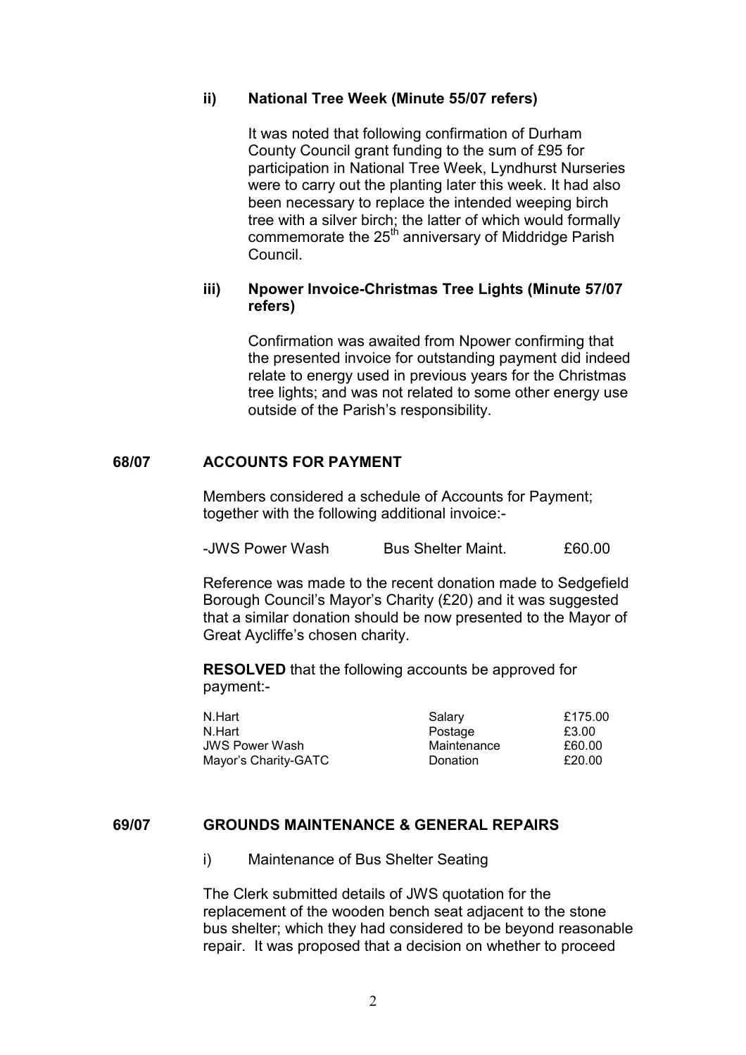**ii) National Tree Week (Minute 55/07 refers)**

It was noted that following confirmation of Durham County Council grant funding to the sum of £95 for participation in National Tree Week, Lyndhurst Nurseries were to carry out the planting later this week. It had also been necessary to replace the intended weeping birch tree with a silver birch; the latter of which would formally commemorate the 25th anniversary of Middridge Parish Council.

**iii) Npower Invoice-Christmas Tree Lights (Minute 57/07 refers)**

Confirmation was awaited from Npower confirming that the presented invoice for outstanding payment did indeed relate to energy used in previous years for the Christmas tree lights; and was not related to some other energy use outside of the Parish's responsibility.

## 68/07 ACCOUNTS FOR PAYMENT

Members considered a schedule of Accounts for Payment; together with the following additional invoice:-

| | | |
|---|---|---|
| -JWS Power Wash | Bus Shelter Maint. | £60.00 |

Reference was made to the recent donation made to Sedgefield Borough Council's Mayor's Charity (£20) and it was suggested that a similar donation should be now presented to the Mayor of Great Aycliffe's chosen charity.

**RESOLVED** that the following accounts be approved for payment:-

| | | |
|---|---|---|
| N.Hart | Salary | £175.00 |
| N.Hart | Postage | £3.00 |
| JWS Power Wash | Maintenance | £60.00 |
| Mayor's Charity-GATC | Donation | £20.00 |

## 69/07 GROUNDS MAINTENANCE & GENERAL REPAIRS

i) Maintenance of Bus Shelter Seating

The Clerk submitted details of JWS quotation for the replacement of the wooden bench seat adjacent to the stone bus shelter; which they had considered to be beyond reasonable repair. It was proposed that a decision on whether to proceed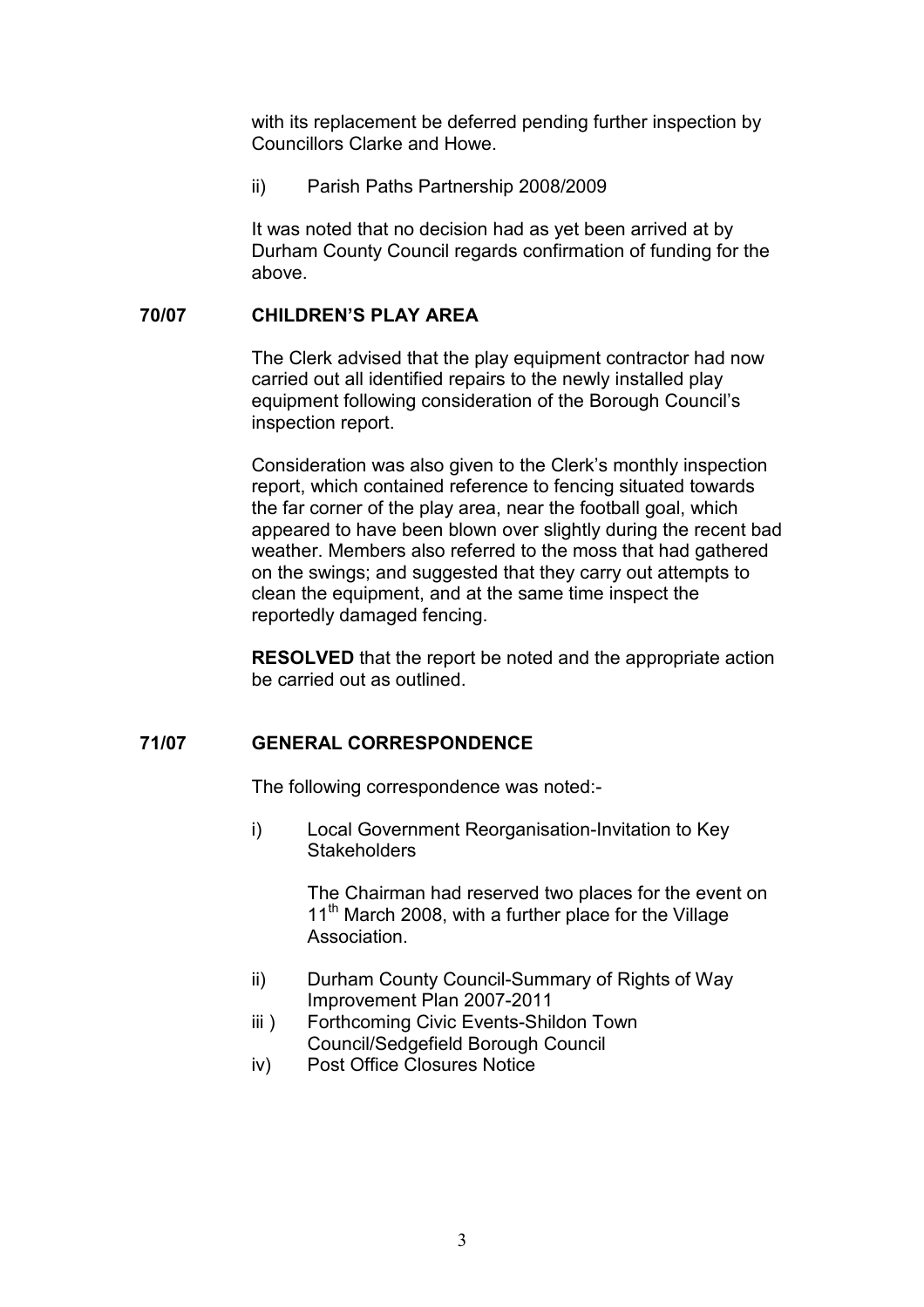with its replacement be deferred pending further inspection by Councillors Clarke and Howe.

ii) Parish Paths Partnership 2008/2009

It was noted that no decision had as yet been arrived at by Durham County Council regards confirmation of funding for the above.

**70/07 CHILDREN'S PLAY AREA**

The Clerk advised that the play equipment contractor had now carried out all identified repairs to the newly installed play equipment following consideration of the Borough Council's inspection report.

Consideration was also given to the Clerk's monthly inspection report, which contained reference to fencing situated towards the far corner of the play area, near the football goal, which appeared to have been blown over slightly during the recent bad weather. Members also referred to the moss that had gathered on the swings; and suggested that they carry out attempts to clean the equipment, and at the same time inspect the reportedly damaged fencing.

**RESOLVED** that the report be noted and the appropriate action be carried out as outlined.

**71/07 GENERAL CORRESPONDENCE**

The following correspondence was noted:-

i) Local Government Reorganisation-Invitation to Key Stakeholders

   The Chairman had reserved two places for the event on 11th March 2008, with a further place for the Village Association.

ii) Durham County Council-Summary of Rights of Way Improvement Plan 2007-2011

iii ) Forthcoming Civic Events-Shildon Town Council/Sedgefield Borough Council

iv) Post Office Closures Notice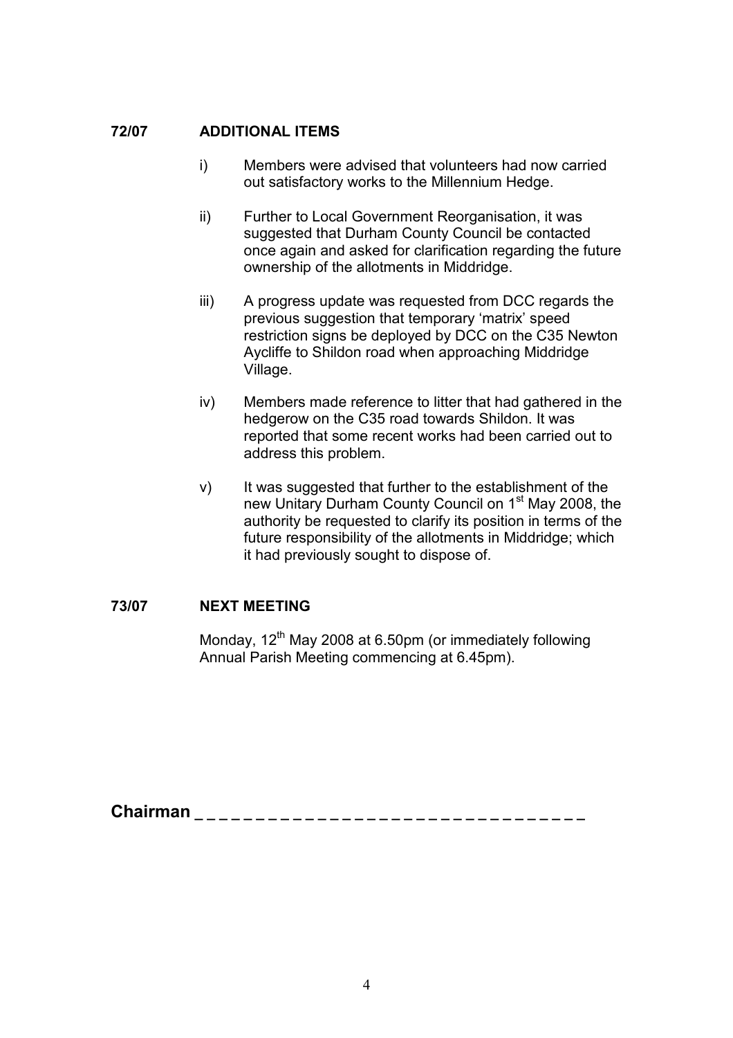**72/07 ADDITIONAL ITEMS**

i) Members were advised that volunteers had now carried out satisfactory works to the Millennium Hedge.

ii) Further to Local Government Reorganisation, it was suggested that Durham County Council be contacted once again and asked for clarification regarding the future ownership of the allotments in Middridge.

iii) A progress update was requested from DCC regards the previous suggestion that temporary 'matrix' speed restriction signs be deployed by DCC on the C35 Newton Aycliffe to Shildon road when approaching Middridge Village.

iv) Members made reference to litter that had gathered in the hedgerow on the C35 road towards Shildon. It was reported that some recent works had been carried out to address this problem.

v) It was suggested that further to the establishment of the new Unitary Durham County Council on 1st May 2008, the authority be requested to clarify its position in terms of the future responsibility of the allotments in Middridge; which it had previously sought to dispose of.

**73/07 NEXT MEETING**

Monday, 12th May 2008 at 6.50pm (or immediately following Annual Parish Meeting commencing at 6.45pm).

**Chairman** _ _ _ _ _ _ _ _ _ _ _ _ _ _ _ _ _ _ _ _ _ _ _ _ _ _ _ _ _ _ _ _ _ _